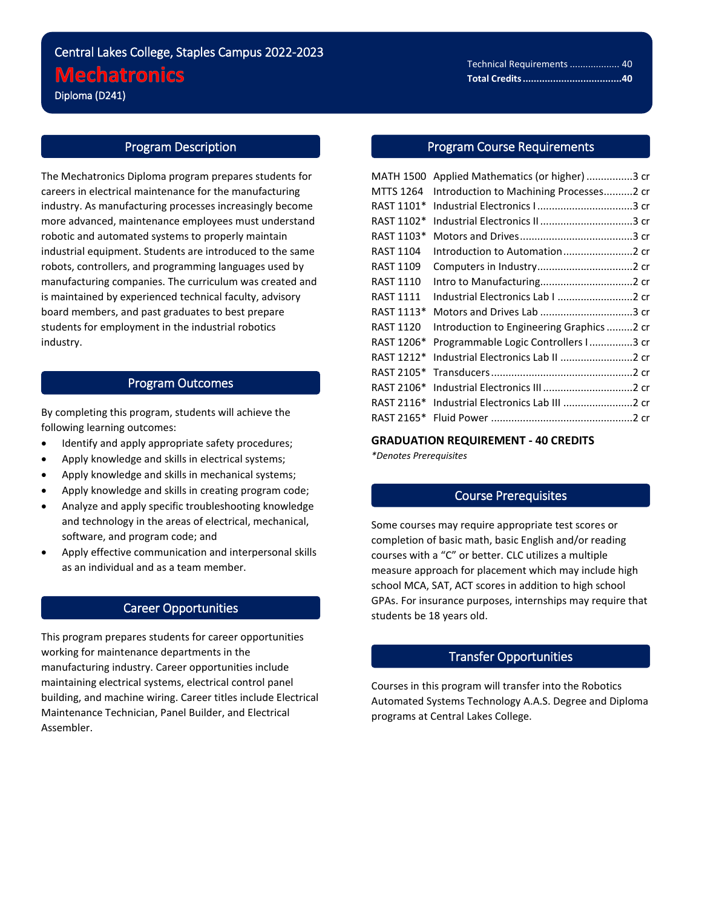Central Lakes College, Staples Campus 2022-2023

# Mechatronics

Diploma (D241)

Technical Requirements .................. 40
**Total Credits ..................................40**

## Program Description

The Mechatronics Diploma program prepares students for careers in electrical maintenance for the manufacturing industry. As manufacturing processes increasingly become more advanced, maintenance employees must understand robotic and automated systems to properly maintain industrial equipment. Students are introduced to the same robots, controllers, and programming languages used by manufacturing companies. The curriculum was created and is maintained by experienced technical faculty, advisory board members, and past graduates to best prepare students for employment in the industrial robotics industry.

## Program Outcomes

By completing this program, students will achieve the following learning outcomes:

- Identify and apply appropriate safety procedures;
- Apply knowledge and skills in electrical systems;
- Apply knowledge and skills in mechanical systems;
- Apply knowledge and skills in creating program code;
- Analyze and apply specific troubleshooting knowledge and technology in the areas of electrical, mechanical, software, and program code; and
- Apply effective communication and interpersonal skills as an individual and as a team member.

## Career Opportunities

This program prepares students for career opportunities working for maintenance departments in the manufacturing industry. Career opportunities include maintaining electrical systems, electrical control panel building, and machine wiring. Career titles include Electrical Maintenance Technician, Panel Builder, and Electrical Assembler.

## Program Course Requirements

| Course | Title | Credits |
|---|---|---|
| MATH 1500 | Applied Mathematics (or higher) | 3 cr |
| MTTS 1264 | Introduction to Machining Processes | 2 cr |
| RAST 1101* | Industrial Electronics I | 3 cr |
| RAST 1102* | Industrial Electronics II | 3 cr |
| RAST 1103* | Motors and Drives | 3 cr |
| RAST 1104 | Introduction to Automation | 2 cr |
| RAST 1109 | Computers in Industry | 2 cr |
| RAST 1110 | Intro to Manufacturing | 2 cr |
| RAST 1111 | Industrial Electronics Lab I | 2 cr |
| RAST 1113* | Motors and Drives Lab | 3 cr |
| RAST 1120 | Introduction to Engineering Graphics | 2 cr |
| RAST 1206* | Programmable Logic Controllers I | 3 cr |
| RAST 1212* | Industrial Electronics Lab II | 2 cr |
| RAST 2105* | Transducers | 2 cr |
| RAST 2106* | Industrial Electronics III | 2 cr |
| RAST 2116* | Industrial Electronics Lab III | 2 cr |
| RAST 2165* | Fluid Power | 2 cr |

**GRADUATION REQUIREMENT - 40 CREDITS**

*\*Denotes Prerequisites*

## Course Prerequisites

Some courses may require appropriate test scores or completion of basic math, basic English and/or reading courses with a "C" or better. CLC utilizes a multiple measure approach for placement which may include high school MCA, SAT, ACT scores in addition to high school GPAs. For insurance purposes, internships may require that students be 18 years old.

## Transfer Opportunities

Courses in this program will transfer into the Robotics Automated Systems Technology A.A.S. Degree and Diploma programs at Central Lakes College.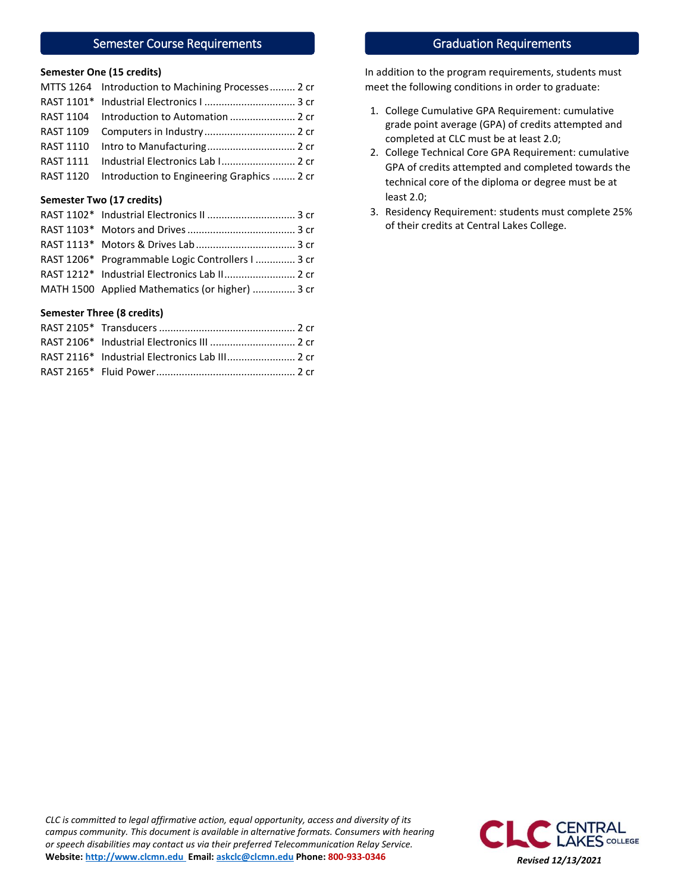## Semester Course Requirements

**Semester One (15 credits)**

MTTS 1264 Introduction to Machining Processes......... 2 cr
RAST 1101* Industrial Electronics I ................................ 3 cr
RAST 1104 Introduction to Automation ....................... 2 cr
RAST 1109 Computers in Industry ................................ 2 cr
RAST 1110 Intro to Manufacturing ............................... 2 cr
RAST 1111 Industrial Electronics Lab I.......................... 2 cr
RAST 1120 Introduction to Engineering Graphics ........ 2 cr

**Semester Two (17 credits)**

RAST 1102* Industrial Electronics II ............................... 3 cr
RAST 1103* Motors and Drives ...................................... 3 cr
RAST 1113* Motors & Drives Lab ................................... 3 cr
RAST 1206* Programmable Logic Controllers I .............. 3 cr
RAST 1212* Industrial Electronics Lab II......................... 2 cr
MATH 1500 Applied Mathematics (or higher) ............... 3 cr

**Semester Three (8 credits)**

RAST 2105* Transducers ................................................ 2 cr
RAST 2106* Industrial Electronics III .............................. 2 cr
RAST 2116* Industrial Electronics Lab III........................ 2 cr
RAST 2165* Fluid Power................................................. 2 cr

## Graduation Requirements

In addition to the program requirements, students must meet the following conditions in order to graduate:

1. College Cumulative GPA Requirement: cumulative grade point average (GPA) of credits attempted and completed at CLC must be at least 2.0;
2. College Technical Core GPA Requirement: cumulative GPA of credits attempted and completed towards the technical core of the diploma or degree must be at least 2.0;
3. Residency Requirement: students must complete 25% of their credits at Central Lakes College.

*CLC is committed to legal affirmative action, equal opportunity, access and diversity of its campus community. This document is available in alternative formats. Consumers with hearing or speech disabilities may contact us via their preferred Telecommunication Relay Service.*
**Website:** http://www.clcmn.edu **Email:** askclc@clcmn.edu **Phone:** 800-933-0346

CLC CENTRAL LAKES COLLEGE

*Revised 12/13/2021*